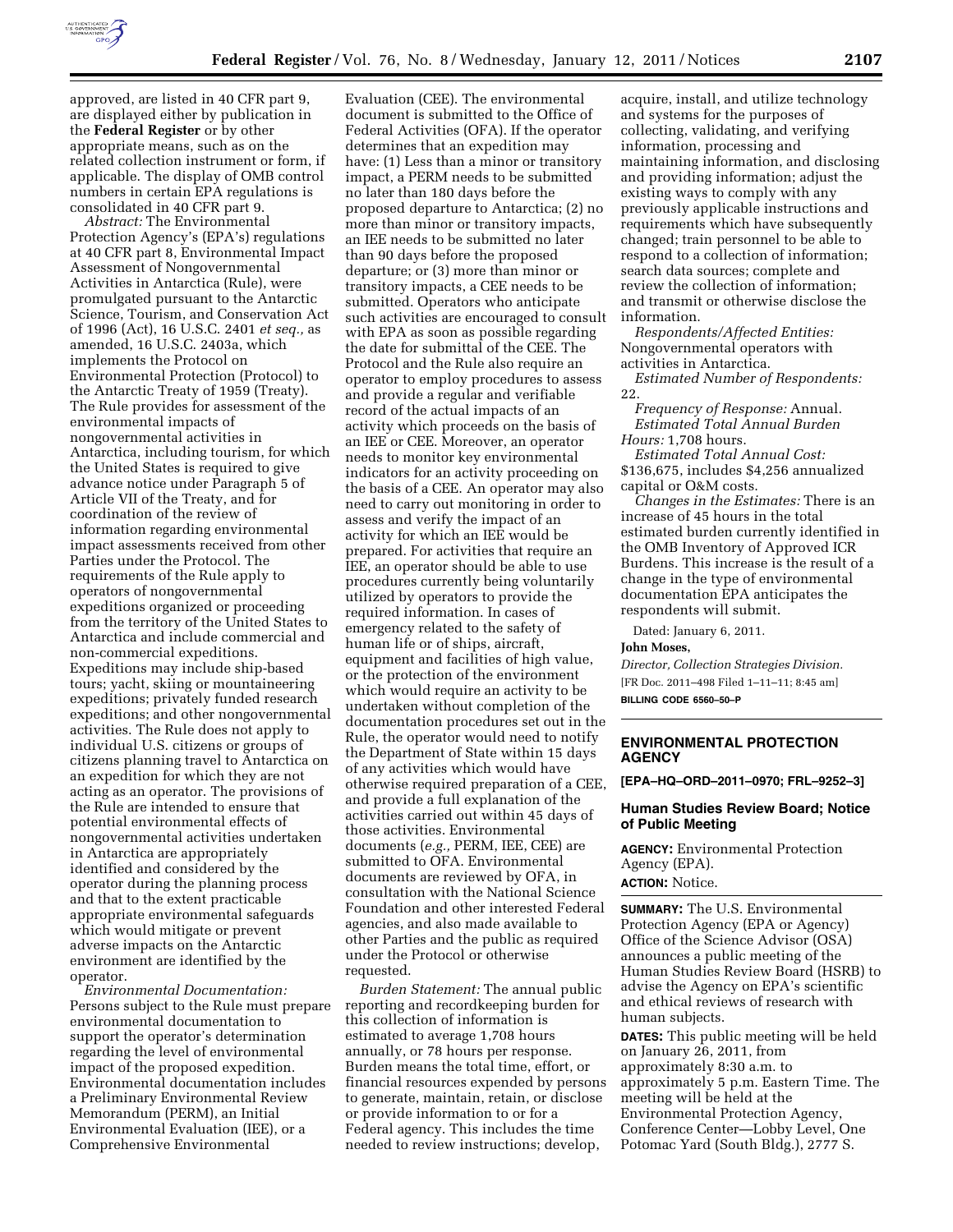approved, are listed in 40 CFR part 9, are displayed either by publication in the **Federal Register** or by other appropriate means, such as on the related collection instrument or form, if applicable. The display of OMB control numbers in certain EPA regulations is consolidated in 40 CFR part 9.

*Abstract:* The Environmental Protection Agency's (EPA's) regulations at 40 CFR part 8, Environmental Impact Assessment of Nongovernmental Activities in Antarctica (Rule), were promulgated pursuant to the Antarctic Science, Tourism, and Conservation Act of 1996 (Act), 16 U.S.C. 2401 *et seq.,* as amended, 16 U.S.C. 2403a, which implements the Protocol on Environmental Protection (Protocol) to the Antarctic Treaty of 1959 (Treaty). The Rule provides for assessment of the environmental impacts of nongovernmental activities in Antarctica, including tourism, for which the United States is required to give advance notice under Paragraph 5 of Article VII of the Treaty, and for coordination of the review of information regarding environmental impact assessments received from other Parties under the Protocol. The requirements of the Rule apply to operators of nongovernmental expeditions organized or proceeding from the territory of the United States to Antarctica and include commercial and non-commercial expeditions. Expeditions may include ship-based tours; yacht, skiing or mountaineering expeditions; privately funded research expeditions; and other nongovernmental activities. The Rule does not apply to individual U.S. citizens or groups of citizens planning travel to Antarctica on an expedition for which they are not acting as an operator. The provisions of the Rule are intended to ensure that potential environmental effects of nongovernmental activities undertaken in Antarctica are appropriately identified and considered by the operator during the planning process and that to the extent practicable appropriate environmental safeguards which would mitigate or prevent adverse impacts on the Antarctic environment are identified by the operator.

*Environmental Documentation:* Persons subject to the Rule must prepare environmental documentation to support the operator's determination regarding the level of environmental impact of the proposed expedition. Environmental documentation includes a Preliminary Environmental Review Memorandum (PERM), an Initial Environmental Evaluation (IEE), or a Comprehensive Environmental Evaluation (CEE). The environmental document is submitted to the Office of Federal Activities (OFA). If the operator determines that an expedition may have: (1) Less than a minor or transitory impact, a PERM needs to be submitted no later than 180 days before the proposed departure to Antarctica; (2) no more than minor or transitory impacts, an IEE needs to be submitted no later than 90 days before the proposed departure; or (3) more than minor or transitory impacts, a CEE needs to be submitted. Operators who anticipate such activities are encouraged to consult with EPA as soon as possible regarding the date for submittal of the CEE. The Protocol and the Rule also require an operator to employ procedures to assess and provide a regular and verifiable record of the actual impacts of an activity which proceeds on the basis of an IEE or CEE. Moreover, an operator needs to monitor key environmental indicators for an activity proceeding on the basis of a CEE. An operator may also need to carry out monitoring in order to assess and verify the impact of an activity for which an IEE would be prepared. For activities that require an IEE, an operator should be able to use procedures currently being voluntarily utilized by operators to provide the required information. In cases of emergency related to the safety of human life or of ships, aircraft, equipment and facilities of high value, or the protection of the environment which would require an activity to be undertaken without completion of the documentation procedures set out in the Rule, the operator would need to notify the Department of State within 15 days of any activities which would have otherwise required preparation of a CEE, and provide a full explanation of the activities carried out within 45 days of those activities. Environmental documents (*e.g.,* PERM, IEE, CEE) are submitted to OFA. Environmental documents are reviewed by OFA, in consultation with the National Science Foundation and other interested Federal agencies, and also made available to other Parties and the public as required under the Protocol or otherwise requested.

*Burden Statement:* The annual public reporting and recordkeeping burden for this collection of information is estimated to average 1,708 hours annually, or 78 hours per response. Burden means the total time, effort, or financial resources expended by persons to generate, maintain, retain, or disclose or provide information to or for a Federal agency. This includes the time needed to review instructions; develop, acquire, install, and utilize technology and systems for the purposes of collecting, validating, and verifying information, processing and maintaining information, and disclosing and providing information; adjust the existing ways to comply with any previously applicable instructions and requirements which have subsequently changed; train personnel to be able to respond to a collection of information; search data sources; complete and review the collection of information; and transmit or otherwise disclose the information.

*Respondents/Affected Entities:* Nongovernmental operators with activities in Antarctica.

*Estimated Number of Respondents:* 22.

*Frequency of Response:* Annual.

*Estimated Total Annual Burden Hours:* 1,708 hours.

*Estimated Total Annual Cost:* $136,675, includes $4,256 annualized capital or O&M costs.

*Changes in the Estimates:* There is an increase of 45 hours in the total estimated burden currently identified in the OMB Inventory of Approved ICR Burdens. This increase is the result of a change in the type of environmental documentation EPA anticipates the respondents will submit.

Dated: January 6, 2011.

**John Moses,**

*Director, Collection Strategies Division.*

[FR Doc. 2011–498 Filed 1–11–11; 8:45 am]

**BILLING CODE 6560–50–P**

## ENVIRONMENTAL PROTECTION AGENCY

**[EPA–HQ–ORD–2011–0970; FRL–9252–3]**

### Human Studies Review Board; Notice of Public Meeting

**AGENCY:** Environmental Protection Agency (EPA).

**ACTION:** Notice.

**SUMMARY:** The U.S. Environmental Protection Agency (EPA or Agency) Office of the Science Advisor (OSA) announces a public meeting of the Human Studies Review Board (HSRB) to advise the Agency on EPA's scientific and ethical reviews of research with human subjects.

**DATES:** This public meeting will be held on January 26, 2011, from approximately 8:30 a.m. to approximately 5 p.m. Eastern Time. The meeting will be held at the Environmental Protection Agency, Conference Center—Lobby Level, One Potomac Yard (South Bldg.), 2777 S.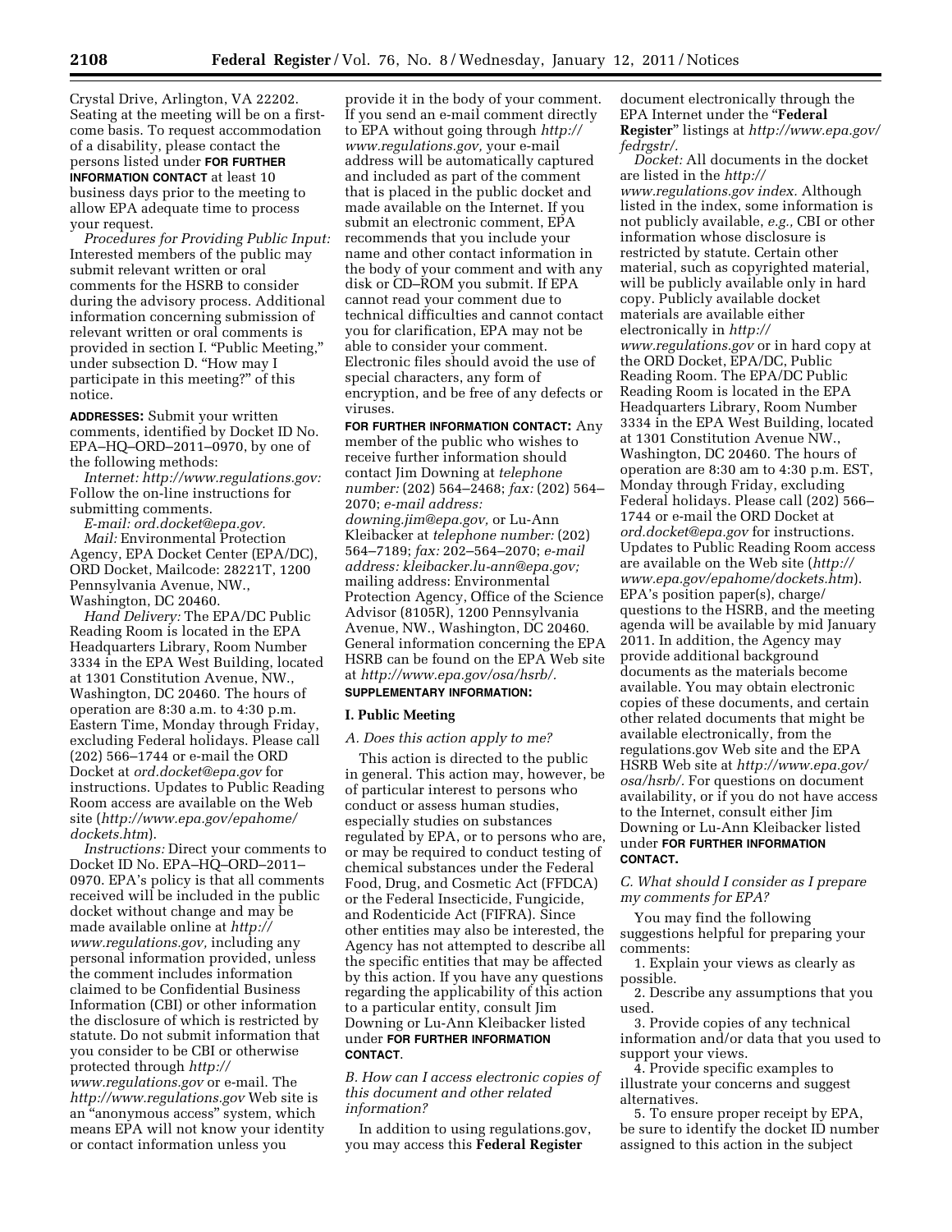Crystal Drive, Arlington, VA 22202. Seating at the meeting will be on a first-come basis. To request accommodation of a disability, please contact the persons listed under **FOR FURTHER INFORMATION CONTACT** at least 10 business days prior to the meeting to allow EPA adequate time to process your request.

*Procedures for Providing Public Input:* Interested members of the public may submit relevant written or oral comments for the HSRB to consider during the advisory process. Additional information concerning submission of relevant written or oral comments is provided in section I. "Public Meeting," under subsection D. "How may I participate in this meeting?" of this notice.

**ADDRESSES:** Submit your written comments, identified by Docket ID No. EPA–HQ–ORD–2011–0970, by one of the following methods:

*Internet: http://www.regulations.gov:* Follow the on-line instructions for submitting comments.

*E-mail: ord.docket@epa.gov.*

*Mail:* Environmental Protection Agency, EPA Docket Center (EPA/DC), ORD Docket, Mailcode: 28221T, 1200 Pennsylvania Avenue, NW., Washington, DC 20460.

*Hand Delivery:* The EPA/DC Public Reading Room is located in the EPA Headquarters Library, Room Number 3334 in the EPA West Building, located at 1301 Constitution Avenue, NW., Washington, DC 20460. The hours of operation are 8:30 a.m. to 4:30 p.m. Eastern Time, Monday through Friday, excluding Federal holidays. Please call (202) 566–1744 or e-mail the ORD Docket at *ord.docket@epa.gov* for instructions. Updates to Public Reading Room access are available on the Web site (*http://www.epa.gov/epahome/dockets.htm*).

*Instructions:* Direct your comments to Docket ID No. EPA–HQ–ORD–2011–0970. EPA's policy is that all comments received will be included in the public docket without change and may be made available online at *http://www.regulations.gov,* including any personal information provided, unless the comment includes information claimed to be Confidential Business Information (CBI) or other information the disclosure of which is restricted by statute. Do not submit information that you consider to be CBI or otherwise protected through *http://www.regulations.gov* or e-mail. The *http://www.regulations.gov* Web site is an "anonymous access" system, which means EPA will not know your identity or contact information unless you provide it in the body of your comment. If you send an e-mail comment directly to EPA without going through *http://www.regulations.gov,* your e-mail address will be automatically captured and included as part of the comment that is placed in the public docket and made available on the Internet. If you submit an electronic comment, EPA recommends that you include your name and other contact information in the body of your comment and with any disk or CD–ROM you submit. If EPA cannot read your comment due to technical difficulties and cannot contact you for clarification, EPA may not be able to consider your comment. Electronic files should avoid the use of special characters, any form of encryption, and be free of any defects or viruses.

**FOR FURTHER INFORMATION CONTACT:** Any member of the public who wishes to receive further information should contact Jim Downing at *telephone number:* (202) 564–2468; *fax:* (202) 564–2070; *e-mail address: downing.jim@epa.gov,* or Lu-Ann Kleibacker at *telephone number:* (202) 564–7189; *fax:* 202–564–2070; *e-mail address: kleibacker.lu-ann@epa.gov;* mailing address: Environmental Protection Agency, Office of the Science Advisor (8105R), 1200 Pennsylvania Avenue, NW., Washington, DC 20460. General information concerning the EPA HSRB can be found on the EPA Web site at *http://www.epa.gov/osa/hsrb/.*

**SUPPLEMENTARY INFORMATION:**

## I. Public Meeting

### *A. Does this action apply to me?*

This action is directed to the public in general. This action may, however, be of particular interest to persons who conduct or assess human studies, especially studies on substances regulated by EPA, or to persons who are, or may be required to conduct testing of chemical substances under the Federal Food, Drug, and Cosmetic Act (FFDCA) or the Federal Insecticide, Fungicide, and Rodenticide Act (FIFRA). Since other entities may also be interested, the Agency has not attempted to describe all the specific entities that may be affected by this action. If you have any questions regarding the applicability of this action to a particular entity, consult Jim Downing or Lu-Ann Kleibacker listed under **FOR FURTHER INFORMATION CONTACT**.

### *B. How can I access electronic copies of this document and other related information?*

In addition to using regulations.gov, you may access this **Federal Register** document electronically through the EPA Internet under the "**Federal Register**" listings at *http://www.epa.gov/fedrgstr/.*

*Docket:* All documents in the docket are listed in the *http://www.regulations.gov index.* Although listed in the index, some information is not publicly available, *e.g.,* CBI or other information whose disclosure is restricted by statute. Certain other material, such as copyrighted material, will be publicly available only in hard copy. Publicly available docket materials are available either electronically in *http://www.regulations.gov* or in hard copy at the ORD Docket, EPA/DC, Public Reading Room. The EPA/DC Public Reading Room is located in the EPA Headquarters Library, Room Number 3334 in the EPA West Building, located at 1301 Constitution Avenue NW., Washington, DC 20460. The hours of operation are 8:30 am to 4:30 p.m. EST, Monday through Friday, excluding Federal holidays. Please call (202) 566–1744 or e-mail the ORD Docket at *ord.docket@epa.gov* for instructions. Updates to Public Reading Room access are available on the Web site (*http://www.epa.gov/epahome/dockets.htm*). EPA's position paper(s), charge/questions to the HSRB, and the meeting agenda will be available by mid January 2011. In addition, the Agency may provide additional background documents as the materials become available. You may obtain electronic copies of these documents, and certain other related documents that might be available electronically, from the regulations.gov Web site and the EPA HSRB Web site at *http://www.epa.gov/osa/hsrb/.* For questions on document availability, or if you do not have access to the Internet, consult either Jim Downing or Lu-Ann Kleibacker listed under **FOR FURTHER INFORMATION CONTACT.**

### *C. What should I consider as I prepare my comments for EPA?*

You may find the following suggestions helpful for preparing your comments:

1. Explain your views as clearly as possible.
2. Describe any assumptions that you used.
3. Provide copies of any technical information and/or data that you used to support your views.
4. Provide specific examples to illustrate your concerns and suggest alternatives.
5. To ensure proper receipt by EPA, be sure to identify the docket ID number assigned to this action in the subject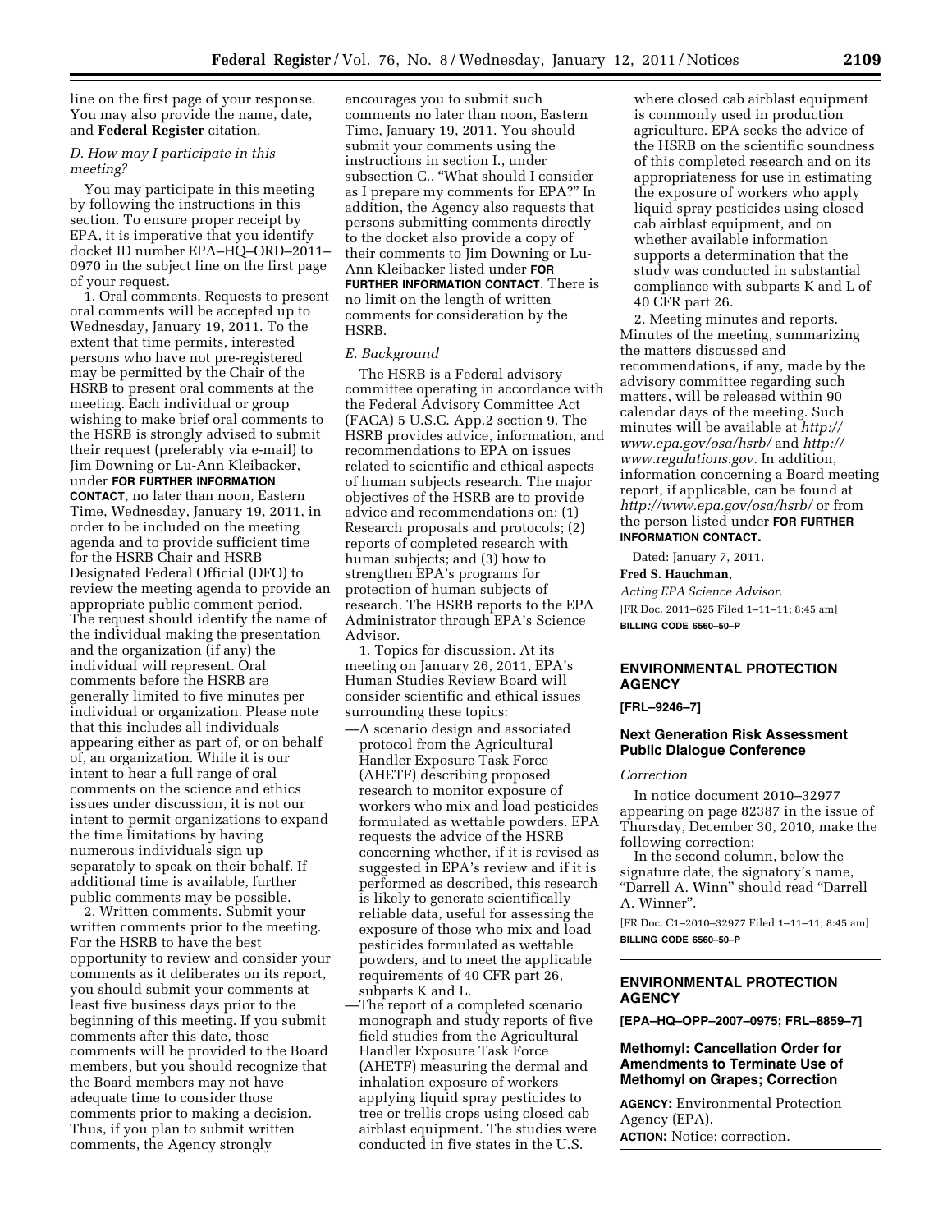line on the first page of your response. You may also provide the name, date, and **Federal Register** citation.

*D. How may I participate in this meeting?*

You may participate in this meeting by following the instructions in this section. To ensure proper receipt by EPA, it is imperative that you identify docket ID number EPA–HQ–ORD–2011–0970 in the subject line on the first page of your request.

1. Oral comments. Requests to present oral comments will be accepted up to Wednesday, January 19, 2011. To the extent that time permits, interested persons who have not pre-registered may be permitted by the Chair of the HSRB to present oral comments at the meeting. Each individual or group wishing to make brief oral comments to the HSRB is strongly advised to submit their request (preferably via e-mail) to Jim Downing or Lu-Ann Kleibacker, under **FOR FURTHER INFORMATION CONTACT**, no later than noon, Eastern Time, Wednesday, January 19, 2011, in order to be included on the meeting agenda and to provide sufficient time for the HSRB Chair and HSRB Designated Federal Official (DFO) to review the meeting agenda to provide an appropriate public comment period. The request should identify the name of the individual making the presentation and the organization (if any) the individual will represent. Oral comments before the HSRB are generally limited to five minutes per individual or organization. Please note that this includes all individuals appearing either as part of, or on behalf of, an organization. While it is our intent to hear a full range of oral comments on the science and ethics issues under discussion, it is not our intent to permit organizations to expand the time limitations by having numerous individuals sign up separately to speak on their behalf. If additional time is available, further public comments may be possible.

2. Written comments. Submit your written comments prior to the meeting. For the HSRB to have the best opportunity to review and consider your comments as it deliberates on its report, you should submit your comments at least five business days prior to the beginning of this meeting. If you submit comments after this date, those comments will be provided to the Board members, but you should recognize that the Board members may not have adequate time to consider those comments prior to making a decision. Thus, if you plan to submit written comments, the Agency strongly encourages you to submit such comments no later than noon, Eastern Time, January 19, 2011. You should submit your comments using the instructions in section I., under subsection C., "What should I consider as I prepare my comments for EPA?" In addition, the Agency also requests that persons submitting comments directly to the docket also provide a copy of their comments to Jim Downing or Lu-Ann Kleibacker listed under **FOR FURTHER INFORMATION CONTACT**. There is no limit on the length of written comments for consideration by the HSRB.

*E. Background*

The HSRB is a Federal advisory committee operating in accordance with the Federal Advisory Committee Act (FACA) 5 U.S.C. App.2 section 9. The HSRB provides advice, information, and recommendations to EPA on issues related to scientific and ethical aspects of human subjects research. The major objectives of the HSRB are to provide advice and recommendations on: (1) Research proposals and protocols; (2) reports of completed research with human subjects; and (3) how to strengthen EPA's programs for protection of human subjects of research. The HSRB reports to the EPA Administrator through EPA's Science Advisor.

1. Topics for discussion. At its meeting on January 26, 2011, EPA's Human Studies Review Board will consider scientific and ethical issues surrounding these topics:

—A scenario design and associated protocol from the Agricultural Handler Exposure Task Force (AHETF) describing proposed research to monitor exposure of workers who mix and load pesticides formulated as wettable powders. EPA requests the advice of the HSRB concerning whether, if it is revised as suggested in EPA's review and if it is performed as described, this research is likely to generate scientifically reliable data, useful for assessing the exposure of those who mix and load pesticides formulated as wettable powders, and to meet the applicable requirements of 40 CFR part 26, subparts K and L.

—The report of a completed scenario monograph and study reports of five field studies from the Agricultural Handler Exposure Task Force (AHETF) measuring the dermal and inhalation exposure of workers applying liquid spray pesticides to tree or trellis crops using closed cab airblast equipment. The studies were conducted in five states in the U.S. where closed cab airblast equipment is commonly used in production agriculture. EPA seeks the advice of the HSRB on the scientific soundness of this completed research and on its appropriateness for use in estimating the exposure of workers who apply liquid spray pesticides using closed cab airblast equipment, and on whether available information supports a determination that the study was conducted in substantial compliance with subparts K and L of 40 CFR part 26.

2. Meeting minutes and reports. Minutes of the meeting, summarizing the matters discussed and recommendations, if any, made by the advisory committee regarding such matters, will be released within 90 calendar days of the meeting. Such minutes will be available at *http://www.epa.gov/osa/hsrb/* and *http://www.regulations.gov.* In addition, information concerning a Board meeting report, if applicable, can be found at *http://www.epa.gov/osa/hsrb/* or from the person listed under **FOR FURTHER INFORMATION CONTACT.**

Dated: January 7, 2011.

**Fred S. Hauchman,**

*Acting EPA Science Advisor.*

[FR Doc. 2011–625 Filed 1–11–11; 8:45 am]

**BILLING CODE 6560–50–P**

## ENVIRONMENTAL PROTECTION AGENCY

**[FRL–9246–7]**

### Next Generation Risk Assessment Public Dialogue Conference

*Correction*

In notice document 2010–32977 appearing on page 82387 in the issue of Thursday, December 30, 2010, make the following correction:

In the second column, below the signature date, the signatory's name, "Darrell A. Winn" should read "Darrell A. Winner".

[FR Doc. C1–2010–32977 Filed 1–11–11; 8:45 am]

**BILLING CODE 6560–50–P**

## ENVIRONMENTAL PROTECTION AGENCY

**[EPA–HQ–OPP–2007–0975; FRL–8859–7]**

### Methomyl: Cancellation Order for Amendments to Terminate Use of Methomyl on Grapes; Correction

**AGENCY:** Environmental Protection Agency (EPA).

**ACTION:** Notice; correction.